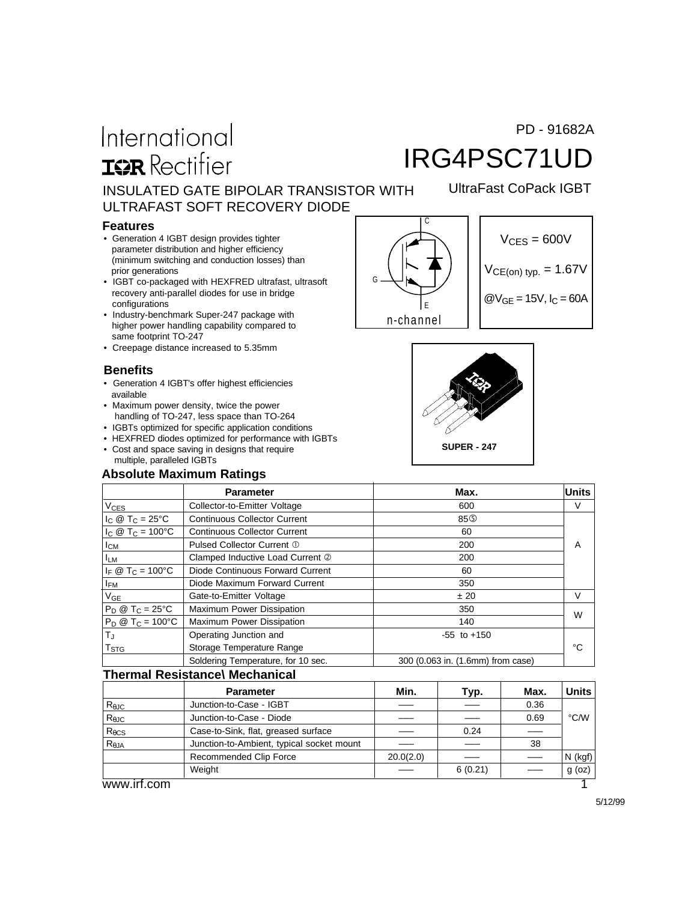International
IOR Rectifier

PD - 91682A

# IRG4PSC71UD

UltraFast CoPack IGBT

## INSULATED GATE BIPOLAR TRANSISTOR WITH ULTRAFAST SOFT RECOVERY DIODE

### Features

- Generation 4 IGBT design provides tighter parameter distribution and higher efficiency (minimum switching and conduction losses) than prior generations
- IGBT co-packaged with HEXFRED ultrafast, ultrasoft recovery anti-parallel diodes for use in bridge configurations
- Industry-benchmark Super-247 package with higher power handling capability compared to same footprint TO-247
- Creepage distance increased to 5.35mm

C
G
E
n-channel

$V_{CES}$ = 600V

$V_{CE(on)\ typ.}$ = 1.67V

@$V_{GE}$ = 15V, $I_C$ = 60A

### Benefits

- Generation 4 IGBT's offer highest efficiencies available
- Maximum power density, twice the power handling of TO-247, less space than TO-264
- IGBTs optimized for specific application conditions
- HEXFRED diodes optimized for performance with IGBTs
- Cost and space saving in designs that require multiple, paralleled IGBTs

**SUPER - 247**

### Absolute Maximum Ratings

| | Parameter | Max. | Units |
|---|---|---|---|
| $V_{CES}$ | Collector-to-Emitter Voltage | 600 | V |
| $I_C$ @ $T_C$ = 25°C | Continuous Collector Current | 85⑤ | A |
| $I_C$ @ $T_C$ = 100°C | Continuous Collector Current | 60 | |
| $I_{CM}$ | Pulsed Collector Current ① | 200 | |
| $I_{LM}$ | Clamped Inductive Load Current ② | 200 | |
| $I_F$ @ $T_C$ = 100°C | Diode Continuous Forward Current | 60 | |
| $I_{FM}$ | Diode Maximum Forward Current | 350 | |
| $V_{GE}$ | Gate-to-Emitter Voltage | ± 20 | V |
| $P_D$ @ $T_C$ = 25°C | Maximum Power Dissipation | 350 | W |
| $P_D$ @ $T_C$ = 100°C | Maximum Power Dissipation | 140 | |
| $T_J$ | Operating Junction and | -55 to +150 | °C |
| $T_{STG}$ | Storage Temperature Range | | |
| | Soldering Temperature, for 10 sec. | 300 (0.063 in. (1.6mm) from case) | |

### Thermal Resistance\ Mechanical

| | Parameter | Min. | Typ. | Max. | Units |
|---|---|---|---|---|---|
| $R_{\theta JC}$ | Junction-to-Case - IGBT | —— | —— | 0.36 | °C/W |
| $R_{\theta JC}$ | Junction-to-Case - Diode | —— | —— | 0.69 | |
| $R_{\theta CS}$ | Case-to-Sink, flat, greased surface | —— | 0.24 | —— | |
| $R_{\theta JA}$ | Junction-to-Ambient, typical socket mount | —— | —— | 38 | |
| | Recommended Clip Force | 20.0(2.0) | —— | —— | N (kgf) |
| | Weight | —— | 6 (0.21) | —— | g (oz) |

www.irf.com

5/12/99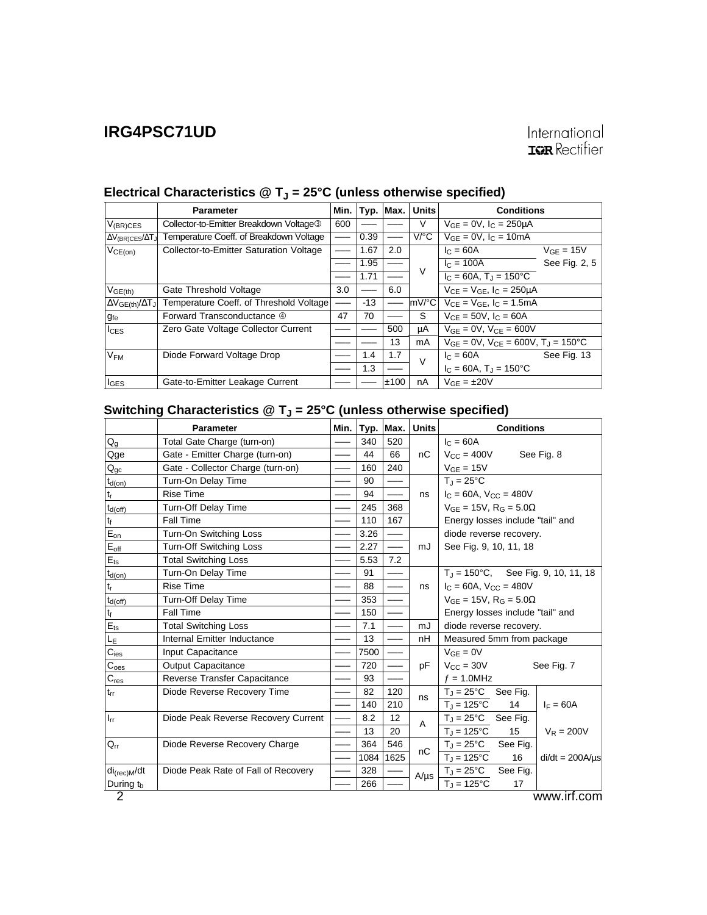## Electrical Characteristics @ $T_J$ = 25°C (unless otherwise specified)

| | Parameter | Min. | Typ. | Max. | Units | Conditions | |
|---|---|---|---|---|---|---|---|
| $V_{(BR)CES}$ | Collector-to-Emitter Breakdown Voltage③ | 600 | —— | —— | V | $V_{GE}$ = 0V, $I_C$ = 250µA | |
| $\Delta V_{(BR)CES}/\Delta T_J$ | Temperature Coeff. of Breakdown Voltage | —— | 0.39 | —— | V/°C | $V_{GE}$ = 0V, $I_C$ = 10mA | |
| $V_{CE(on)}$ | Collector-to-Emitter Saturation Voltage | —— | 1.67 | 2.0 | V | $I_C$ = 60A | $V_{GE}$ = 15V |
| | | —— | 1.95 | —— | | $I_C$ = 100A | See Fig. 2, 5 |
| | | —— | 1.71 | —— | | $I_C$ = 60A, $T_J$ = 150°C | |
| $V_{GE(th)}$ | Gate Threshold Voltage | 3.0 | —— | 6.0 | | $V_{CE}$ = $V_{GE}$, $I_C$ = 250µA | |
| $\Delta V_{GE(th)}/\Delta T_J$ | Temperature Coeff. of Threshold Voltage | —— | -13 | —— | mV/°C | $V_{CE}$ = $V_{GE}$, $I_C$ = 1.5mA | |
| $g_{fe}$ | Forward Transconductance ④ | 47 | 70 | —— | S | $V_{CE}$ = 50V, $I_C$ = 60A | |
| $I_{CES}$ | Zero Gate Voltage Collector Current | —— | —— | 500 | µA | $V_{GE}$ = 0V, $V_{CE}$ = 600V | |
| | | —— | —— | 13 | mA | $V_{GE}$ = 0V, $V_{CE}$ = 600V, $T_J$ = 150°C | |
| $V_{FM}$ | Diode Forward Voltage Drop | —— | 1.4 | 1.7 | V | $I_C$ = 60A | See Fig. 13 |
| | | —— | 1.3 | —— | | $I_C$ = 60A, $T_J$ = 150°C | |
| $I_{GES}$ | Gate-to-Emitter Leakage Current | —— | —— | ±100 | nA | $V_{GE}$ = ±20V | |

## Switching Characteristics @ $T_J$ = 25°C (unless otherwise specified)

| | Parameter | Min. | Typ. | Max. | Units | Conditions | | |
|---|---|---|---|---|---|---|---|---|
| $Q_g$ | Total Gate Charge (turn-on) | —— | 340 | 520 | nC | $I_C$ = 60A | | |
| Qge | Gate - Emitter Charge (turn-on) | —— | 44 | 66 | | $V_{CC}$ = 400V See Fig. 8 | | |
| $Q_{gc}$ | Gate - Collector Charge (turn-on) | —— | 160 | 240 | | $V_{GE}$ = 15V | | |
| $t_{d(on)}$ | Turn-On Delay Time | —— | 90 | —— | ns | $T_J$ = 25°C | | |
| $t_r$ | Rise Time | —— | 94 | —— | | $I_C$ = 60A, $V_{CC}$ = 480V | | |
| $t_{d(off)}$ | Turn-Off Delay Time | —— | 245 | 368 | | $V_{GE}$ = 15V, $R_G$ = 5.0Ω | | |
| $t_f$ | Fall Time | —— | 110 | 167 | | Energy losses include "tail" and | | |
| $E_{on}$ | Turn-On Switching Loss | —— | 3.26 | —— | mJ | diode reverse recovery. | | |
| $E_{off}$ | Turn-Off Switching Loss | —— | 2.27 | —— | | See Fig. 9, 10, 11, 18 | | |
| $E_{ts}$ | Total Switching Loss | —— | 5.53 | 7.2 | | | | |
| $t_{d(on)}$ | Turn-On Delay Time | —— | 91 | —— | ns | $T_J$ = 150°C, See Fig. 9, 10, 11, 18 | | |
| $t_r$ | Rise Time | —— | 88 | —— | | $I_C$ = 60A, $V_{CC}$ = 480V | | |
| $t_{d(off)}$ | Turn-Off Delay Time | —— | 353 | —— | | $V_{GE}$ = 15V, $R_G$ = 5.0Ω | | |
| $t_f$ | Fall Time | —— | 150 | —— | | Energy losses include "tail" and | | |
| $E_{ts}$ | Total Switching Loss | —— | 7.1 | —— | mJ | diode reverse recovery. | | |
| $L_E$ | Internal Emitter Inductance | —— | 13 | —— | nH | Measured 5mm from package | | |
| $C_{ies}$ | Input Capacitance | —— | 7500 | —— | pF | $V_{GE}$ = 0V | | |
| $C_{oes}$ | Output Capacitance | —— | 720 | —— | | $V_{CC}$ = 30V See Fig. 7 | | |
| $C_{res}$ | Reverse Transfer Capacitance | —— | 93 | —— | | $f$ = 1.0MHz | | |
| $t_{rr}$ | Diode Reverse Recovery Time | —— | 82 | 120 | ns | $T_J$ = 25°C | See Fig. | |
| | | —— | 140 | 210 | | $T_J$ = 125°C | 14 | $I_F$ = 60A |
| $I_{rr}$ | Diode Peak Reverse Recovery Current | —— | 8.2 | 12 | A | $T_J$ = 25°C | See Fig. | |
| | | —— | 13 | 20 | | $T_J$ = 125°C | 15 | $V_R$ = 200V |
| $Q_{rr}$ | Diode Reverse Recovery Charge | —— | 364 | 546 | nC | $T_J$ = 25°C | See Fig. | |
| | | —— | 1084 | 1625 | | $T_J$ = 125°C | 16 | di/dt = 200A/µs |
| $di_{(rec)M}/dt$ | Diode Peak Rate of Fall of Recovery | —— | 328 | —— | A/µs | $T_J$ = 25°C | See Fig. | |
| During $t_b$ | | —— | 266 | —— | | $T_J$ = 125°C | 17 | |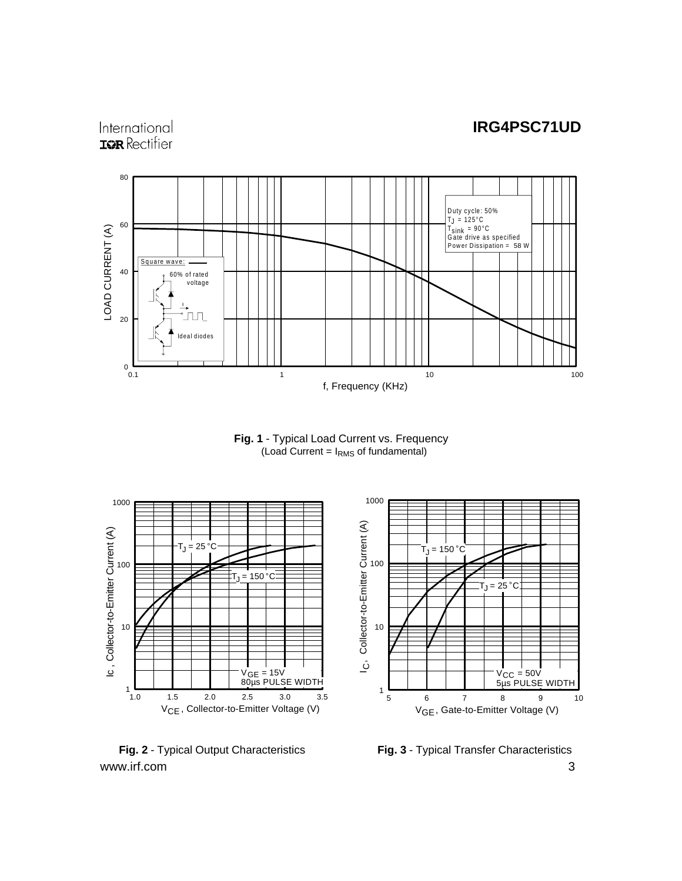**Fig. 1** - Typical Load Current vs. Frequency
(Load Current = $I_{RMS}$ of fundamental)

**Fig. 2** - Typical Output Characteristics

**Fig. 3** - Typical Transfer Characteristics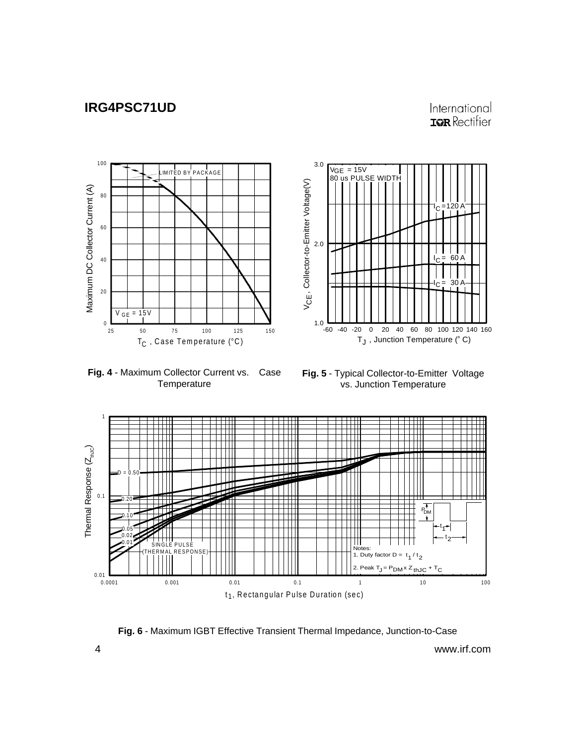**Fig. 4** - Maximum Collector Current vs. Case Temperature

**Fig. 5** - Typical Collector-to-Emitter Voltage vs. Junction Temperature

**Fig. 6** - Maximum IGBT Effective Transient Thermal Impedance, Junction-to-Case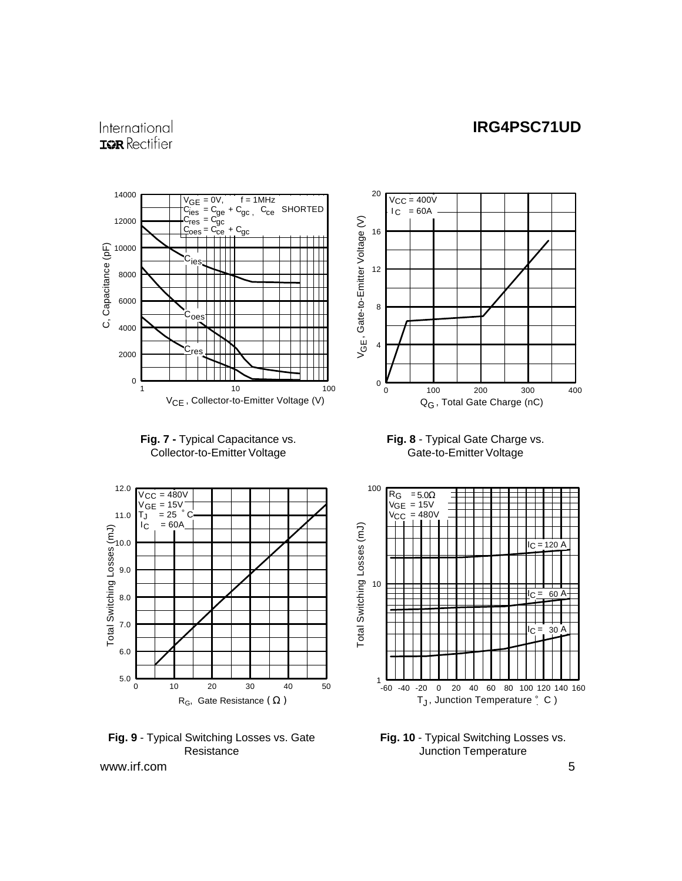**Fig. 7 -** Typical Capacitance vs. Collector-to-Emitter Voltage

**Fig. 8** - Typical Gate Charge vs. Gate-to-Emitter Voltage

**Fig. 9** - Typical Switching Losses vs. Gate Resistance

**Fig. 10** - Typical Switching Losses vs. Junction Temperature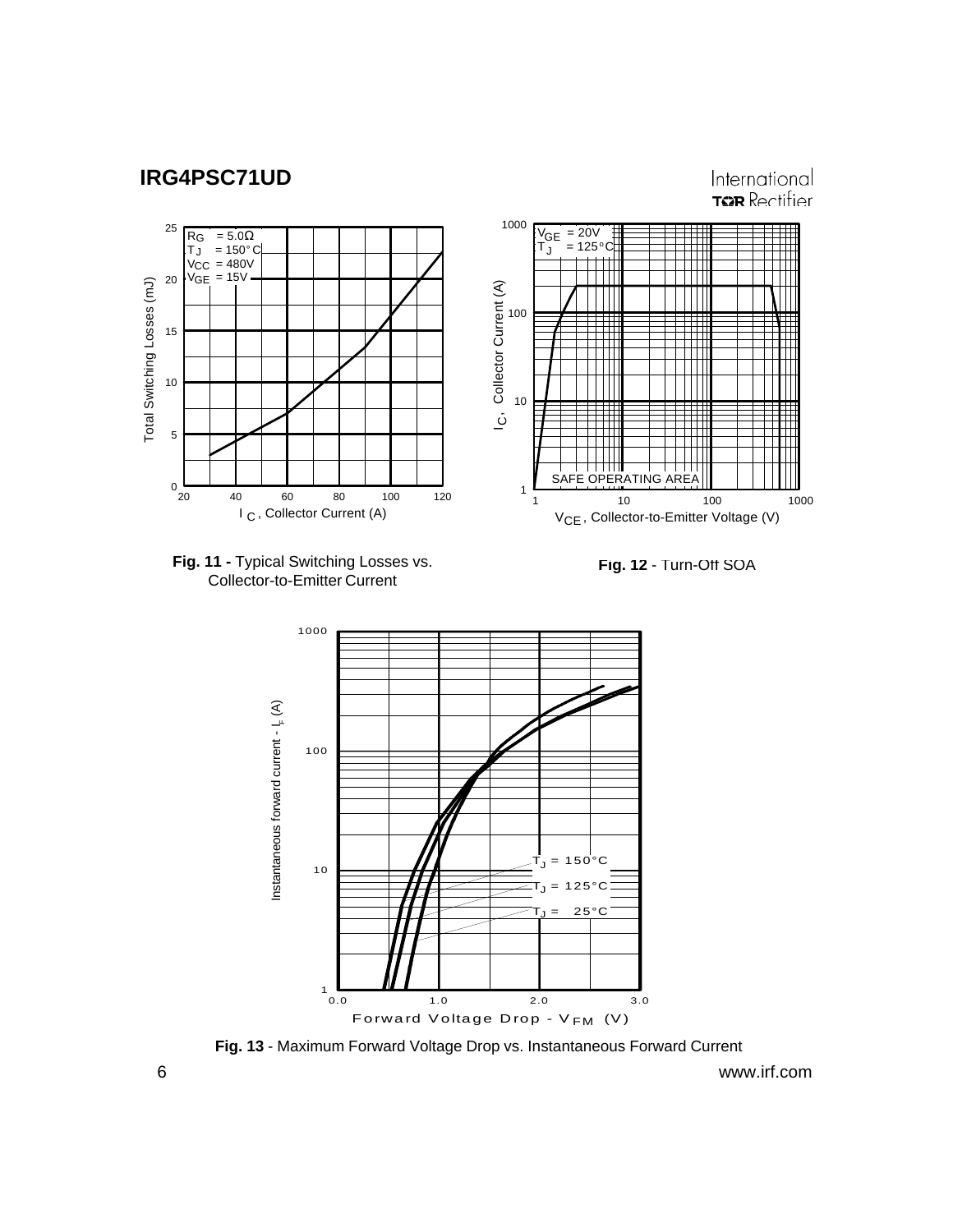**Fig. 11 -** Typical Switching Losses vs. Collector-to-Emitter Current

**Fig. 12** - Turn-Off SOA

**Fig. 13** - Maximum Forward Voltage Drop vs. Instantaneous Forward Current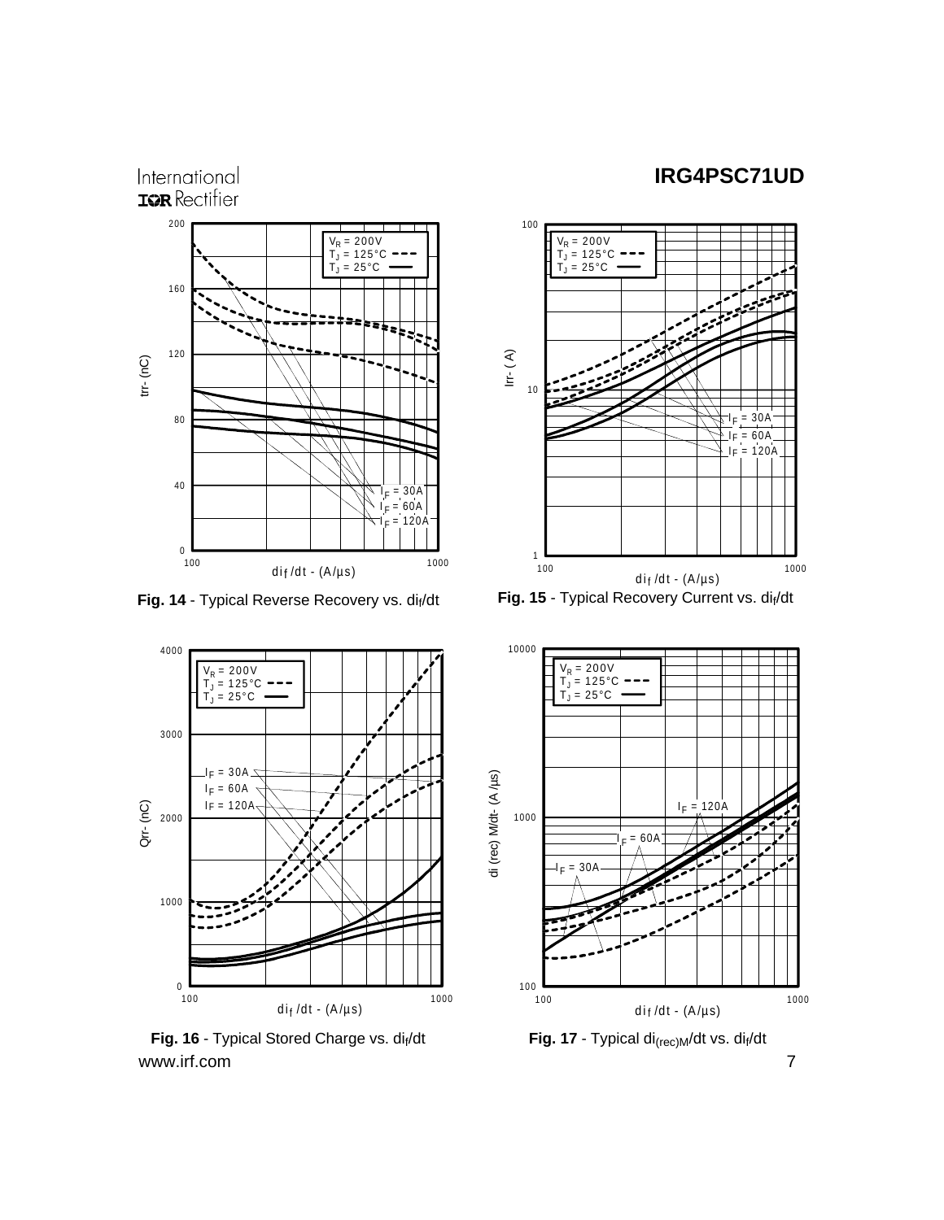Fig. 14 - Typical Reverse Recovery vs. $di_f/dt$

Fig. 15 - Typical Recovery Current vs. $di_f/dt$

Fig. 16 - Typical Stored Charge vs. $di_f/dt$

Fig. 17 - Typical $di_{(rec)M}/dt$ vs. $di_f/dt$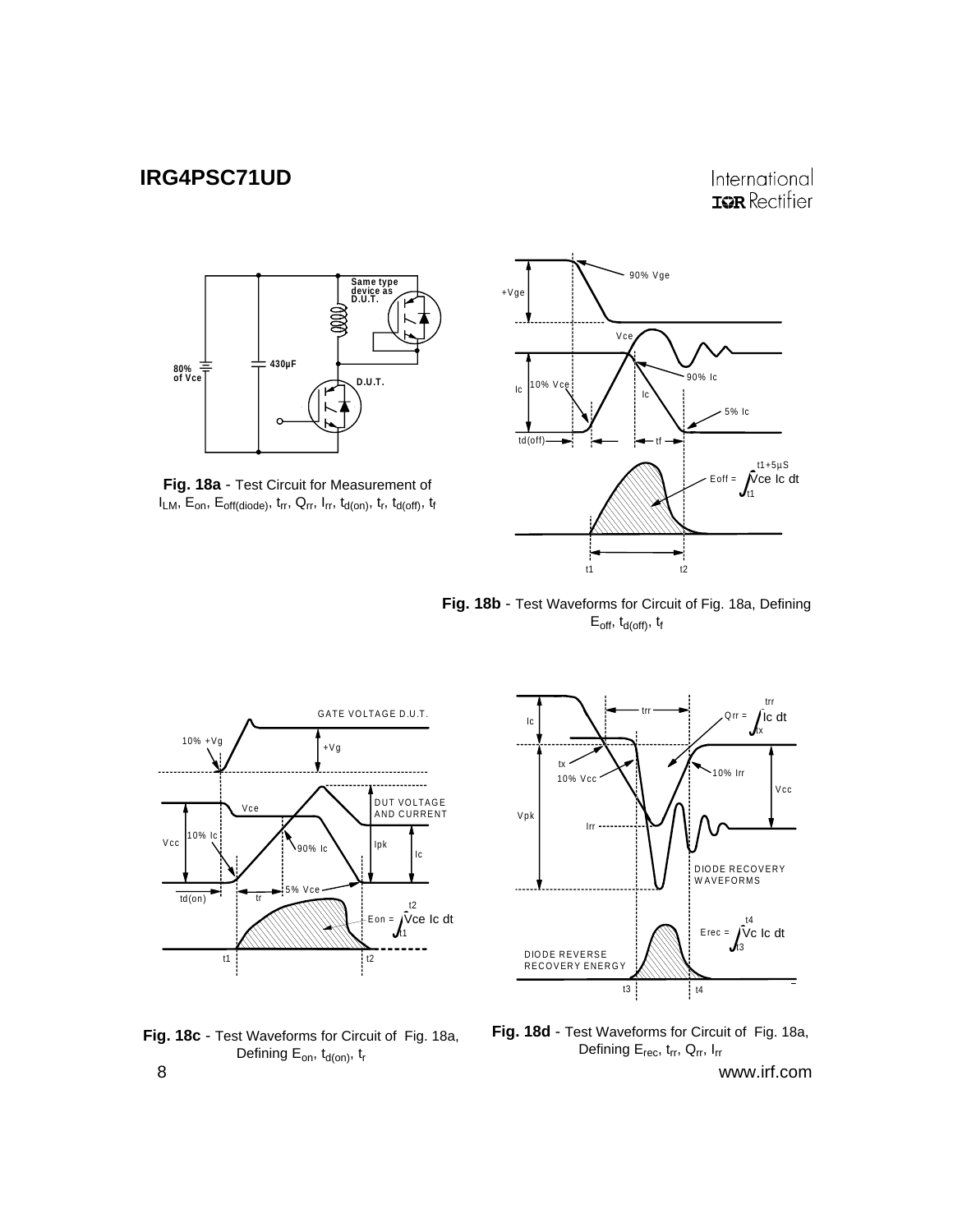**Fig. 18a** - Test Circuit for Measurement of $I_{LM}$, $E_{on}$, $E_{off(diode)}$, $t_{rr}$, $Q_{rr}$, $I_{rr}$, $t_{d(on)}$, $t_r$, $t_{d(off)}$, $t_f$

**Fig. 18b** - Test Waveforms for Circuit of Fig. 18a, Defining $E_{off}$, $t_{d(off)}$, $t_f$

**Fig. 18c** - Test Waveforms for Circuit of Fig. 18a, Defining $E_{on}$, $t_{d(on)}$, $t_r$

**Fig. 18d** - Test Waveforms for Circuit of Fig. 18a, Defining $E_{rec}$, $t_{rr}$, $Q_{rr}$, $I_{rr}$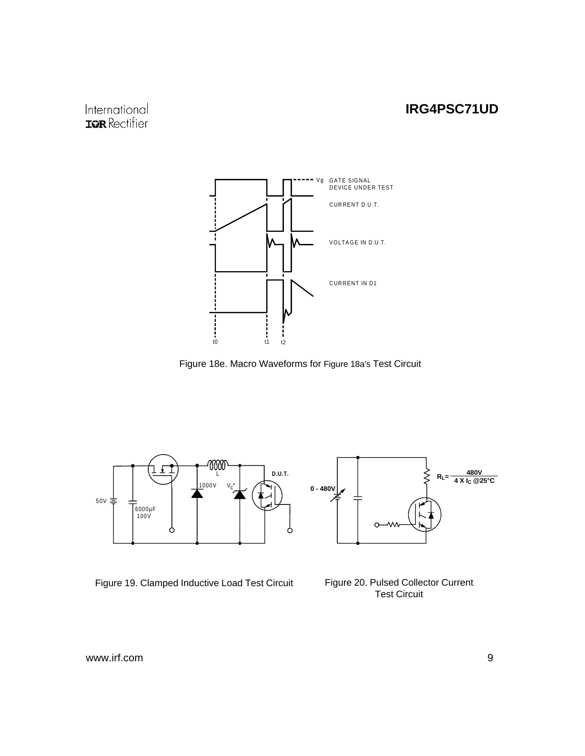Vg GATE SIGNAL DEVICE UNDER TEST

CURRENT D.U.T.

VOLTAGE IN D.U.T.

CURRENT IN D1

t0 t1 t2

Figure 18e. Macro Waveforms for Figure 18a's Test Circuit

50V

6000µF 100V

L

1000V

$V_C$*

D.U.T.

Figure 19. Clamped Inductive Load Test Circuit

0 - 480V

$R_L = \frac{480V}{4 \times I_C @25°C}$

Figure 20. Pulsed Collector Current Test Circuit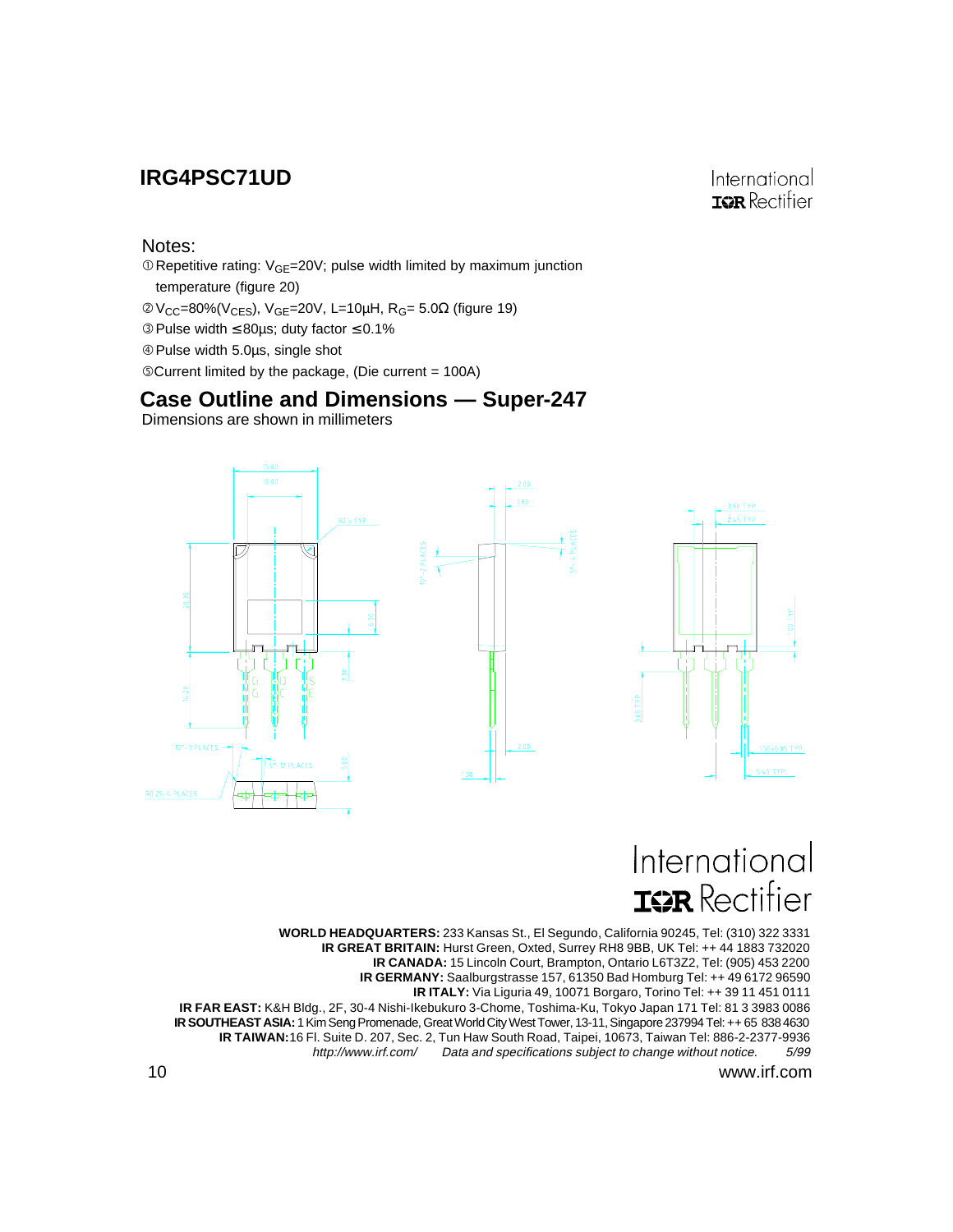## Notes:

① Repetitive rating: $V_{GE}$=20V; pulse width limited by maximum junction temperature (figure 20)

② $V_{CC}$=80%($V_{CES}$), $V_{GE}$=20V, L=10µH, $R_G$= 5.0Ω (figure 19)

③ Pulse width ≤80µs; duty factor ≤0.1%

④ Pulse width 5.0µs, single shot

⑤ Current limited by the package, (Die current = 100A)

## Case Outline and Dimensions — Super-247

Dimensions are shown in millimeters

15.60
10.80
R2.5 TYP
20.80
6.30
3.90
14.20
10° - 8 PLACES
5° - 13 PLACES
R0.25 - 4 PLACES
2.00
2.00
1.80
10° - 2 PLACES
5° - 4 PLACES
2.00
1.90
3.90 TYP
2.45 TYP
1.00 TYP
3.60 TYP
1.55±0.05 TYP
5.45 TYP

International IOR Rectifier

**WORLD HEADQUARTERS:** 233 Kansas St., El Segundo, California 90245, Tel: (310) 322 3331
**IR GREAT BRITAIN:** Hurst Green, Oxted, Surrey RH8 9BB, UK Tel: ++ 44 1883 732020
**IR CANADA:** 15 Lincoln Court, Brampton, Ontario L6T3Z2, Tel: (905) 453 2200
**IR GERMANY:** Saalburgstrasse 157, 61350 Bad Homburg Tel: ++ 49 6172 96590
**IR ITALY:** Via Liguria 49, 10071 Borgaro, Torino Tel: ++ 39 11 451 0111
**IR FAR EAST:** K&H Bldg., 2F, 30-4 Nishi-Ikebukuro 3-Chome, Toshima-Ku, Tokyo Japan 171 Tel: 81 3 3983 0086
**IR SOUTHEAST ASIA:** 1 Kim Seng Promenade, Great World City West Tower, 13-11, Singapore 237994 Tel: ++ 65 838 4630
**IR TAIWAN:** 16 Fl. Suite D. 207, Sec. 2, Tun Haw South Road, Taipei, 10673, Taiwan Tel: 886-2-2377-9936
*http://www.irf.com/ Data and specifications subject to change without notice. 5/99*